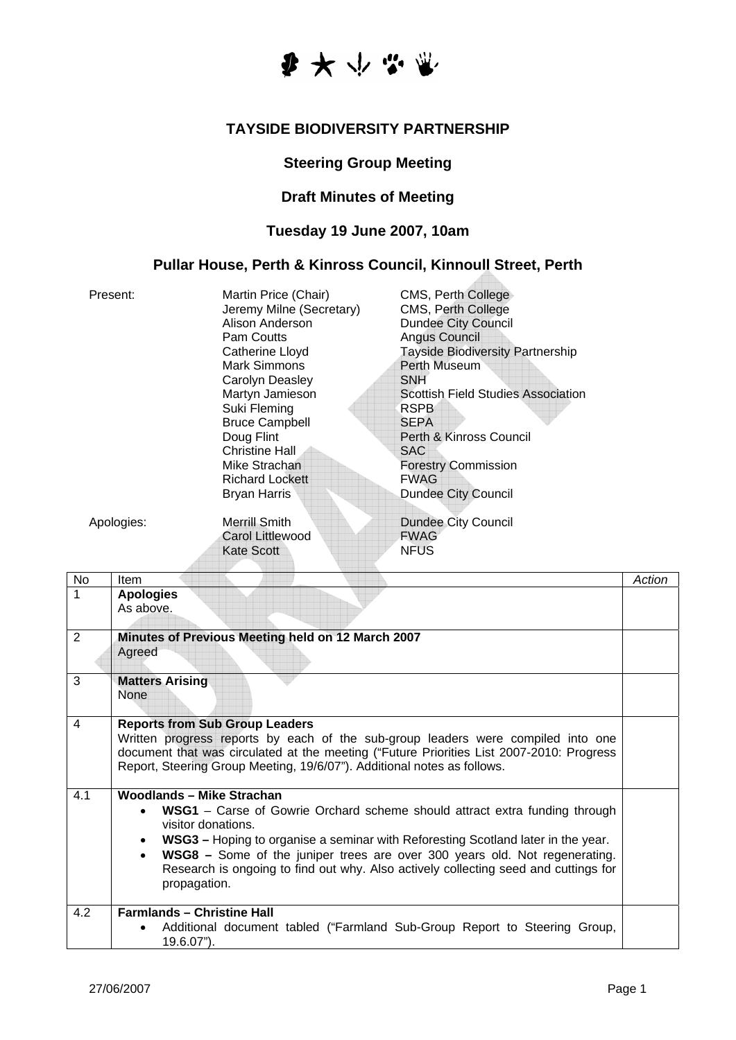# TAYSIDE BIODIVERSITY PARTNERSHIP

## Steering Group Meeting

## Draft Minutes of Meeting

### Tuesday 19 June 2007, 10am

### Pullar House, Perth & Kinross Council, Kinnoull Street, Perth

| | | |
|---|---|---|
| Present: | Martin Price (Chair) | CMS, Perth College |
| | Jeremy Milne (Secretary) | CMS, Perth College |
| | Alison Anderson | Dundee City Council |
| | Pam Coutts | Angus Council |
| | Catherine Lloyd | Tayside Biodiversity Partnership |
| | Mark Simmons | Perth Museum |
| | Carolyn Deasley | SNH |
| | Martyn Jamieson | Scottish Field Studies Association |
| | Suki Fleming | RSPB |
| | Bruce Campbell | SEPA |
| | Doug Flint | Perth & Kinross Council |
| | Christine Hall | SAC |
| | Mike Strachan | Forestry Commission |
| | Richard Lockett | FWAG |
| | Bryan Harris | Dundee City Council |
| Apologies: | Merrill Smith | Dundee City Council |
| | Carol Littlewood | FWAG |
| | Kate Scott | NFUS |

| No | Item | *Action* |
|---|---|---|
| 1 | **Apologies**<br>As above. | |
| 2 | **Minutes of Previous Meeting held on 12 March 2007**<br>Agreed | |
| 3 | **Matters Arising**<br>None | |
| 4 | **Reports from Sub Group Leaders**<br>Written progress reports by each of the sub-group leaders were compiled into one document that was circulated at the meeting ("Future Priorities List 2007-2010: Progress Report, Steering Group Meeting, 19/6/07"). Additional notes as follows. | |
| 4.1 | **Woodlands – Mike Strachan**<br>• **WSG1** – Carse of Gowrie Orchard scheme should attract extra funding through visitor donations.<br>• **WSG3 –** Hoping to organise a seminar with Reforesting Scotland later in the year.<br>• **WSG8 –** Some of the juniper trees are over 300 years old. Not regenerating. Research is ongoing to find out why. Also actively collecting seed and cuttings for propagation. | |
| 4.2 | **Farmlands – Christine Hall**<br>• Additional document tabled ("Farmland Sub-Group Report to Steering Group, 19.6.07"). | |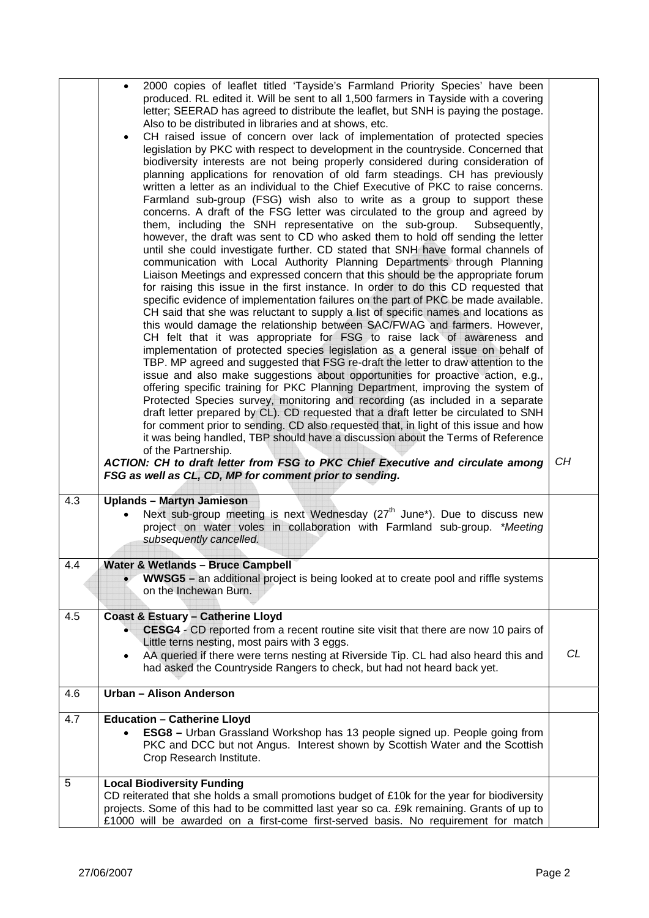| | | |
|---|---|---|
| | • 2000 copies of leaflet titled 'Tayside's Farmland Priority Species' have been produced. RL edited it. Will be sent to all 1,500 farmers in Tayside with a covering letter; SEERAD has agreed to distribute the leaflet, but SNH is paying the postage. Also to be distributed in libraries and at shows, etc.<br>• CH raised issue of concern over lack of implementation of protected species legislation by PKC with respect to development in the countryside. Concerned that biodiversity interests are not being properly considered during consideration of planning applications for renovation of old farm steadings. CH has previously written a letter as an individual to the Chief Executive of PKC to raise concerns. Farmland sub-group (FSG) wish also to write as a group to support these concerns. A draft of the FSG letter was circulated to the group and agreed by them, including the SNH representative on the sub-group. Subsequently, however, the draft was sent to CD who asked them to hold off sending the letter until she could investigate further. CD stated that SNH have formal channels of communication with Local Authority Planning Departments through Planning Liaison Meetings and expressed concern that this should be the appropriate forum for raising this issue in the first instance. In order to do this CD requested that specific evidence of implementation failures on the part of PKC be made available. CH said that she was reluctant to supply a list of specific names and locations as this would damage the relationship between SAC/FWAG and farmers. However, CH felt that it was appropriate for FSG to raise lack of awareness and implementation of protected species legislation as a general issue on behalf of TBP. MP agreed and suggested that FSG re-draft the letter to draw attention to the issue and also make suggestions about opportunities for proactive action, e.g., offering specific training for PKC Planning Department, improving the system of Protected Species survey, monitoring and recording (as included in a separate draft letter prepared by CL). CD requested that a draft letter be circulated to SNH for comment prior to sending. CD also requested that, in light of this issue and how it was being handled, TBP should have a discussion about the Terms of Reference of the Partnership.<br>***ACTION: CH to draft letter from FSG to PKC Chief Executive and circulate among FSG as well as CL, CD, MP for comment prior to sending.*** | *CH* |
| 4.3 | **Uplands – Martyn Jamieson**<br>• Next sub-group meeting is next Wednesday (27th June*). Due to discuss new project on water voles in collaboration with Farmland sub-group. *\*Meeting subsequently cancelled.* | |
| 4.4 | **Water & Wetlands – Bruce Campbell**<br>• **WWSG5 –** an additional project is being looked at to create pool and riffle systems on the Inchewan Burn. | |
| 4.5 | **Coast & Estuary – Catherine Lloyd**<br>• **CESG4** - CD reported from a recent routine site visit that there are now 10 pairs of Little terns nesting, most pairs with 3 eggs.<br>• AA queried if there were terns nesting at Riverside Tip. CL had also heard this and had asked the Countryside Rangers to check, but had not heard back yet. | *CL* |
| 4.6 | **Urban – Alison Anderson** | |
| 4.7 | **Education – Catherine Lloyd**<br>• **ESG8 –** Urban Grassland Workshop has 13 people signed up. People going from PKC and DCC but not Angus. Interest shown by Scottish Water and the Scottish Crop Research Institute. | |
| 5 | **Local Biodiversity Funding**<br>CD reiterated that she holds a small promotions budget of £10k for the year for biodiversity projects. Some of this had to be committed last year so ca. £9k remaining. Grants of up to £1000 will be awarded on a first-come first-served basis. No requirement for match | |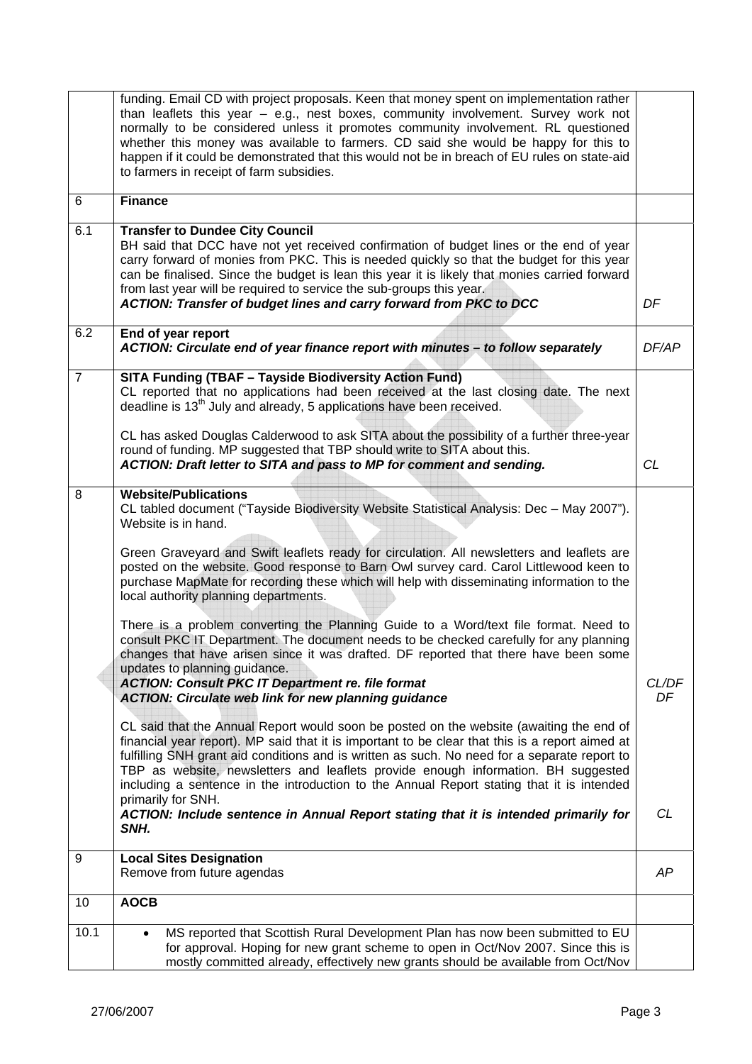| | | |
|---|---|---|
| | funding. Email CD with project proposals. Keen that money spent on implementation rather than leaflets this year – e.g., nest boxes, community involvement. Survey work not normally to be considered unless it promotes community involvement. RL questioned whether this money was available to farmers. CD said she would be happy for this to happen if it could be demonstrated that this would not be in breach of EU rules on state-aid to farmers in receipt of farm subsidies. | |
| 6 | **Finance** | |
| 6.1 | **Transfer to Dundee City Council**<br>BH said that DCC have not yet received confirmation of budget lines or the end of year carry forward of monies from PKC. This is needed quickly so that the budget for this year can be finalised. Since the budget is lean this year it is likely that monies carried forward from last year will be required to service the sub-groups this year.<br>***ACTION: Transfer of budget lines and carry forward from PKC to DCC*** | *DF* |
| 6.2 | **End of year report**<br>***ACTION: Circulate end of year finance report with minutes – to follow separately*** | *DF/AP* |
| 7 | **SITA Funding (TBAF – Tayside Biodiversity Action Fund)**<br>CL reported that no applications had been received at the last closing date. The next deadline is 13th July and already, 5 applications have been received.<br><br>CL has asked Douglas Calderwood to ask SITA about the possibility of a further three-year round of funding. MP suggested that TBP should write to SITA about this.<br>***ACTION: Draft letter to SITA and pass to MP for comment and sending.*** | *CL* |
| 8 | **Website/Publications**<br>CL tabled document ("Tayside Biodiversity Website Statistical Analysis: Dec – May 2007"). Website is in hand.<br><br>Green Graveyard and Swift leaflets ready for circulation. All newsletters and leaflets are posted on the website. Good response to Barn Owl survey card. Carol Littlewood keen to purchase MapMate for recording these which will help with disseminating information to the local authority planning departments.<br><br>There is a problem converting the Planning Guide to a Word/text file format. Need to consult PKC IT Department. The document needs to be checked carefully for any planning changes that have arisen since it was drafted. DF reported that there have been some updates to planning guidance.<br>***ACTION: Consult PKC IT Department re. file format***<br>***ACTION: Circulate web link for new planning guidance***<br><br>CL said that the Annual Report would soon be posted on the website (awaiting the end of financial year report). MP said that it is important to be clear that this is a report aimed at fulfilling SNH grant aid conditions and is written as such. No need for a separate report to TBP as website, newsletters and leaflets provide enough information. BH suggested including a sentence in the introduction to the Annual Report stating that it is intended primarily for SNH.<br>***ACTION: Include sentence in Annual Report stating that it is intended primarily for SNH.*** | *CL/DF*<br>*DF*<br><br>*CL* |
| 9 | **Local Sites Designation**<br>Remove from future agendas | *AP* |
| 10 | **AOCB** | |
| 10.1 | • MS reported that Scottish Rural Development Plan has now been submitted to EU for approval. Hoping for new grant scheme to open in Oct/Nov 2007. Since this is mostly committed already, effectively new grants should be available from Oct/Nov | |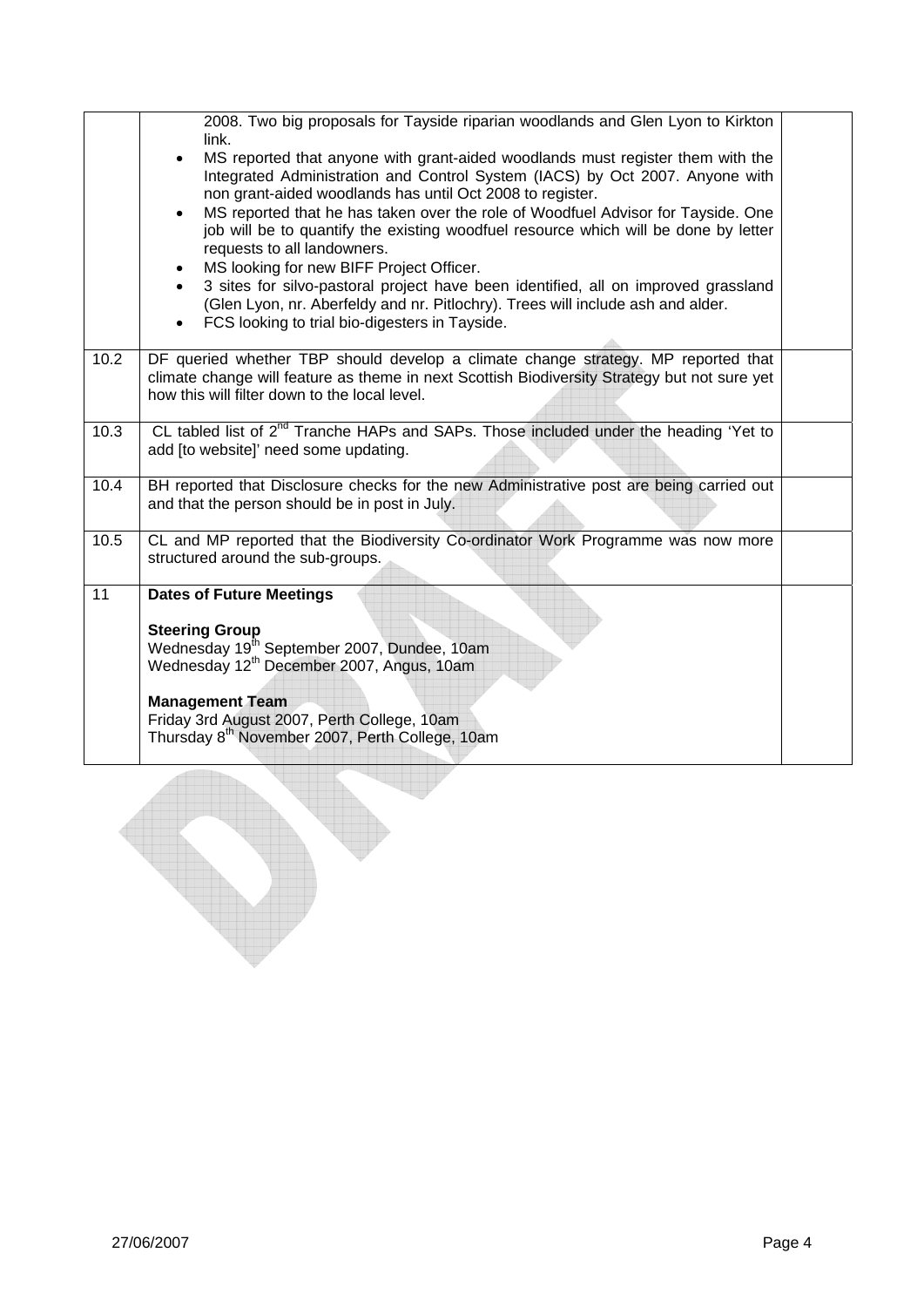| | | |
|---|---|---|
| | 2008. Two big proposals for Tayside riparian woodlands and Glen Lyon to Kirkton link.<br>• MS reported that anyone with grant-aided woodlands must register them with the Integrated Administration and Control System (IACS) by Oct 2007. Anyone with non grant-aided woodlands has until Oct 2008 to register.<br>• MS reported that he has taken over the role of Woodfuel Advisor for Tayside. One job will be to quantify the existing woodfuel resource which will be done by letter requests to all landowners.<br>• MS looking for new BIFF Project Officer.<br>• 3 sites for silvo-pastoral project have been identified, all on improved grassland (Glen Lyon, nr. Aberfeldy and nr. Pitlochry). Trees will include ash and alder.<br>• FCS looking to trial bio-digesters in Tayside. | |
| 10.2 | DF queried whether TBP should develop a climate change strategy. MP reported that climate change will feature as theme in next Scottish Biodiversity Strategy but not sure yet how this will filter down to the local level. | |
| 10.3 | CL tabled list of 2nd Tranche HAPs and SAPs. Those included under the heading 'Yet to add [to website]' need some updating. | |
| 10.4 | BH reported that Disclosure checks for the new Administrative post are being carried out and that the person should be in post in July. | |
| 10.5 | CL and MP reported that the Biodiversity Co-ordinator Work Programme was now more structured around the sub-groups. | |
| 11 | **Dates of Future Meetings**<br><br>**Steering Group**<br>Wednesday 19th September 2007, Dundee, 10am<br>Wednesday 12th December 2007, Angus, 10am<br><br>**Management Team**<br>Friday 3rd August 2007, Perth College, 10am<br>Thursday 8th November 2007, Perth College, 10am | |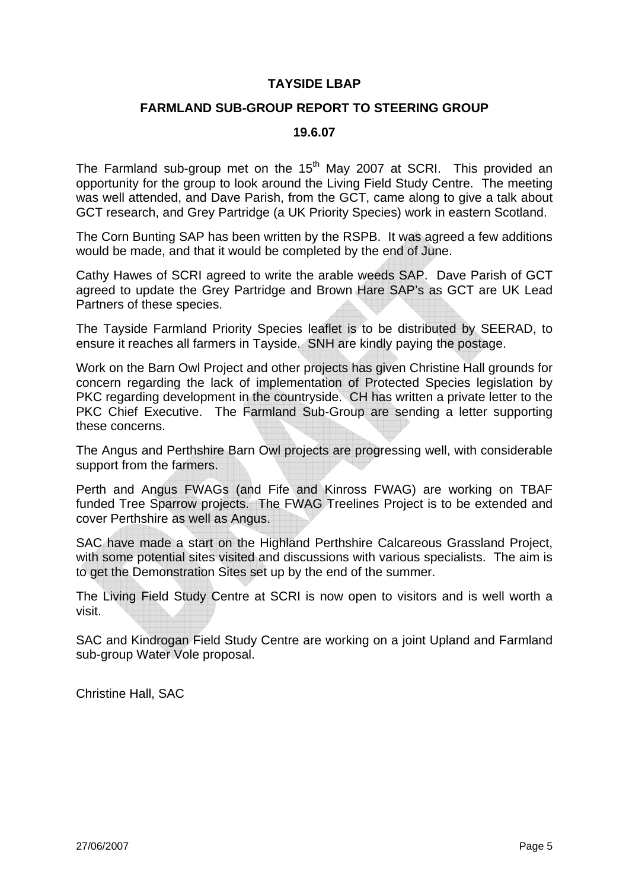**TAYSIDE LBAP**

**FARMLAND SUB-GROUP REPORT TO STEERING GROUP**

**19.6.07**

The Farmland sub-group met on the 15th May 2007 at SCRI. This provided an opportunity for the group to look around the Living Field Study Centre. The meeting was well attended, and Dave Parish, from the GCT, came along to give a talk about GCT research, and Grey Partridge (a UK Priority Species) work in eastern Scotland.

The Corn Bunting SAP has been written by the RSPB. It was agreed a few additions would be made, and that it would be completed by the end of June.

Cathy Hawes of SCRI agreed to write the arable weeds SAP. Dave Parish of GCT agreed to update the Grey Partridge and Brown Hare SAP's as GCT are UK Lead Partners of these species.

The Tayside Farmland Priority Species leaflet is to be distributed by SEERAD, to ensure it reaches all farmers in Tayside. SNH are kindly paying the postage.

Work on the Barn Owl Project and other projects has given Christine Hall grounds for concern regarding the lack of implementation of Protected Species legislation by PKC regarding development in the countryside. CH has written a private letter to the PKC Chief Executive. The Farmland Sub-Group are sending a letter supporting these concerns.

The Angus and Perthshire Barn Owl projects are progressing well, with considerable support from the farmers.

Perth and Angus FWAGs (and Fife and Kinross FWAG) are working on TBAF funded Tree Sparrow projects. The FWAG Treelines Project is to be extended and cover Perthshire as well as Angus.

SAC have made a start on the Highland Perthshire Calcareous Grassland Project, with some potential sites visited and discussions with various specialists. The aim is to get the Demonstration Sites set up by the end of the summer.

The Living Field Study Centre at SCRI is now open to visitors and is well worth a visit.

SAC and Kindrogan Field Study Centre are working on a joint Upland and Farmland sub-group Water Vole proposal.

Christine Hall, SAC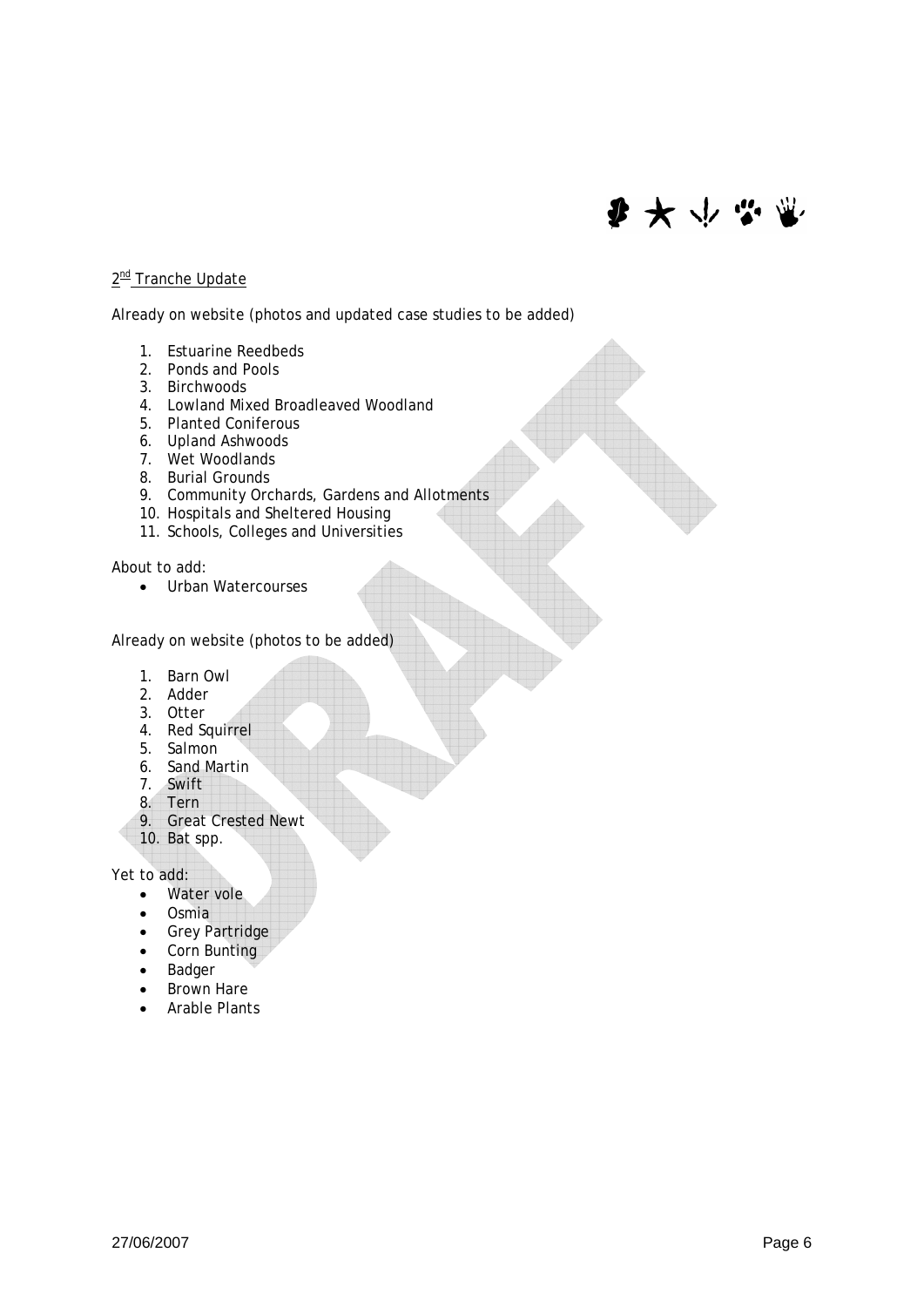## 2nd Tranche Update

Already on website (photos and updated case studies to be added)

1. Estuarine Reedbeds
2. Ponds and Pools
3. Birchwoods
4. Lowland Mixed Broadleaved Woodland
5. Planted Coniferous
6. Upland Ashwoods
7. Wet Woodlands
8. Burial Grounds
9. Community Orchards, Gardens and Allotments
10. Hospitals and Sheltered Housing
11. Schools, Colleges and Universities

About to add:

- Urban Watercourses

Already on website (photos to be added)

1. Barn Owl
2. Adder
3. Otter
4. Red Squirrel
5. Salmon
6. Sand Martin
7. Swift
8. Tern
9. Great Crested Newt
10. Bat spp.

Yet to add:

- Water vole
- Osmia
- Grey Partridge
- Corn Bunting
- Badger
- Brown Hare
- Arable Plants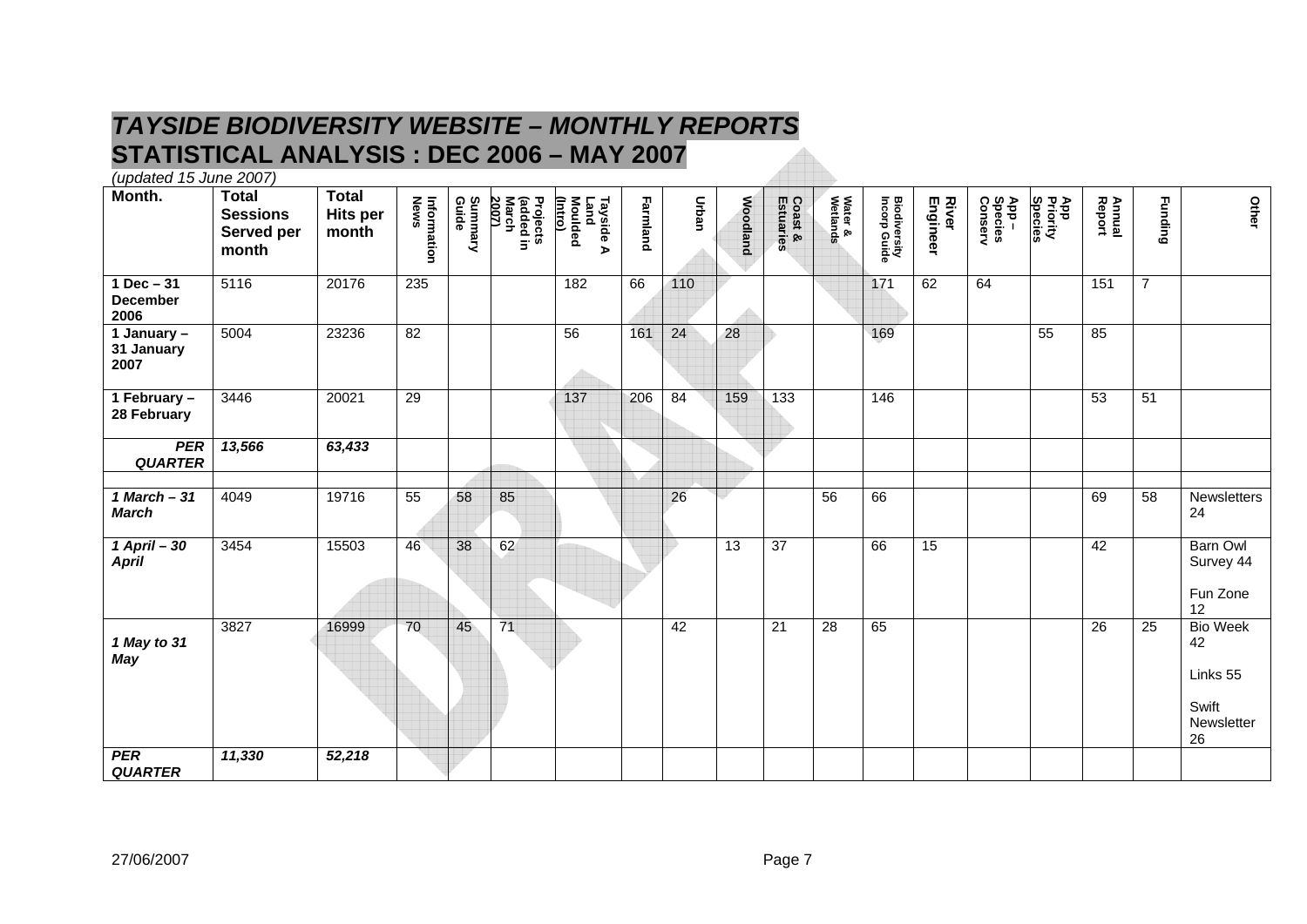# *TAYSIDE BIODIVERSITY WEBSITE – MONTHLY REPORTS*

## STATISTICAL ANALYSIS : DEC 2006 – MAY 2007

*(updated 15 June 2007)*

| Month. | Total Sessions Served per month | Total Hits per month | Information News | Summary Guide | Projects (added in March 2007) | Tayside A Land Moulded (Intro) | Farmland | Urban | Woodland | Coast & Estuaries | Water & Wetlands | Biodiversity Incorp Guide | River Engineer | App – Species Conserv | App Priority Species | Annual Report | Funding | Other |
|---|---|---|---|---|---|---|---|---|---|---|---|---|---|---|---|---|---|---|
| **1 Dec – 31 December 2006** | 5116 | 20176 | 235 | | | 182 | 66 | 110 | | | | 171 | 62 | 64 | | 151 | 7 | |
| **1 January – 31 January 2007** | 5004 | 23236 | 82 | | | 56 | 161 | 24 | 28 | | | 169 | | | 55 | 85 | | |
| **1 February – 28 February** | 3446 | 20021 | 29 | | | 137 | 206 | 84 | 159 | 133 | | 146 | | | | 53 | 51 | |
| ***PER QUARTER*** | ***13,566*** | ***63,433*** | | | | | | | | | | | | | | | | |
| | | | | | | | | | | | | | | | | | | |
| ***1 March – 31 March*** | 4049 | 19716 | 55 | 58 | 85 | | | 26 | | | 56 | 66 | | | | 69 | 58 | Newsletters 24 |
| ***1 April – 30 April*** | 3454 | 15503 | 46 | 38 | 62 | | | | 13 | 37 | | 66 | 15 | | | 42 | | Barn Owl Survey 44<br><br>Fun Zone 12 |
| ***1 May to 31 May*** | 3827 | 16999 | 70 | 45 | 71 | | | 42 | | 21 | 28 | 65 | | | | 26 | 25 | Bio Week 42<br><br>Links 55<br><br>Swift Newsletter 26 |
| ***PER QUARTER*** | ***11,330*** | ***52,218*** | | | | | | | | | | | | | | | | |